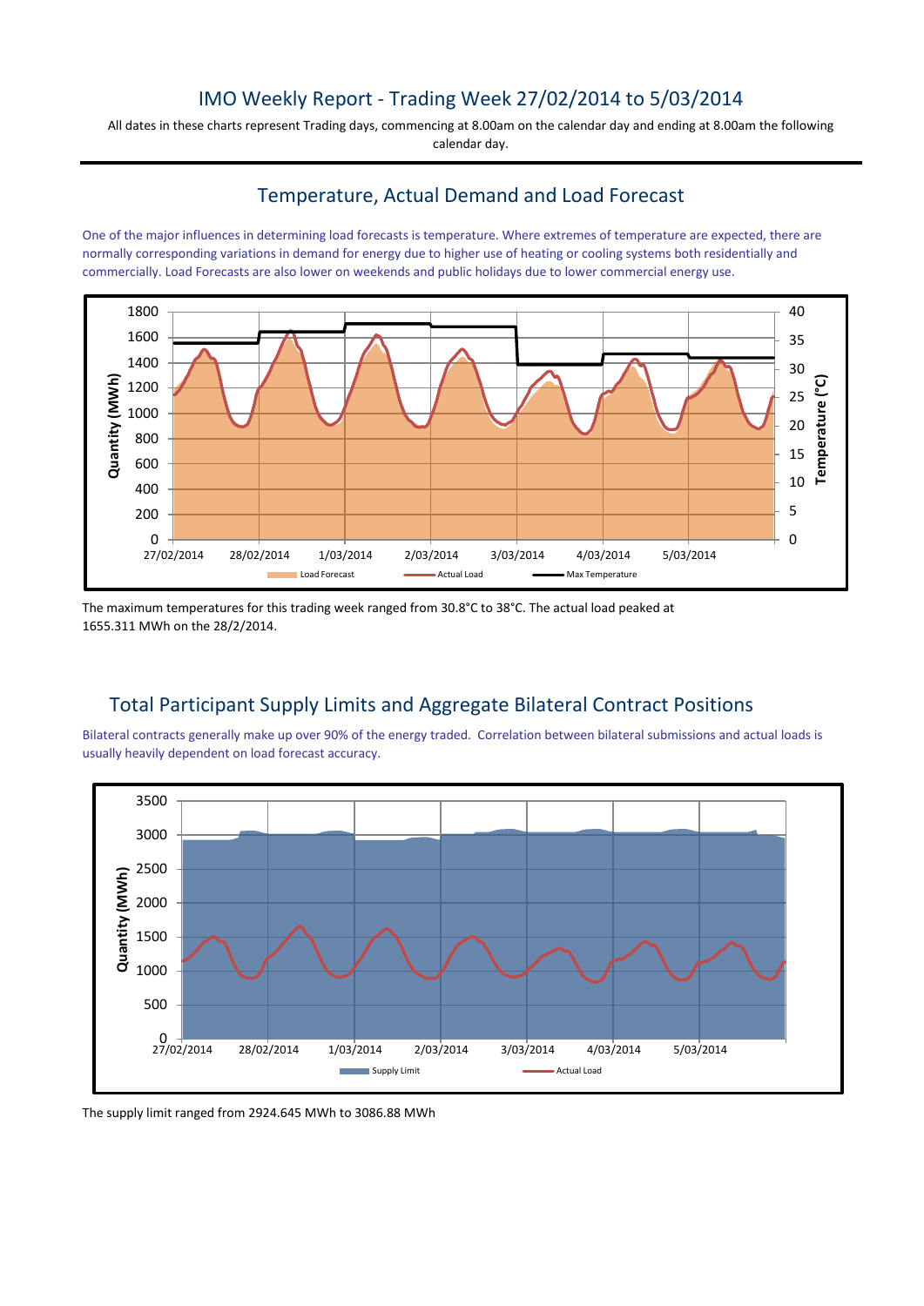# IMO Weekly Report - Trading Week 27/02/2014 to 5/03/2014

All dates in these charts represent Trading days, commencing at 8.00am on the calendar day and ending at 8.00am the following calendar day.

## Temperature, Actual Demand and Load Forecast

One of the major influences in determining load forecasts is temperature. Where extremes of temperature are expected, there are normally corresponding variations in demand for energy due to higher use of heating or cooling systems both residentially and commercially. Load Forecasts are also lower on weekends and public holidays due to lower commercial energy use.

Quantity (MWh)
1800
1600
1400
1200
1000
800
600
400
200
0
27/02/2014
28/02/2014
1/03/2014
2/03/2014
3/03/2014
4/03/2014
5/03/2014
Temperature (°C)
40
35
30
25
20
15
10
5
0
Load Forecast
Actual Load
Max Temperature

The maximum temperatures for this trading week ranged from 30.8°C to 38°C. The actual load peaked at 1655.311 MWh on the 28/2/2014.

## Total Participant Supply Limits and Aggregate Bilateral Contract Positions

Bilateral contracts generally make up over 90% of the energy traded. Correlation between bilateral submissions and actual loads is usually heavily dependent on load forecast accuracy.

Quantity (MWh)
3500
3000
2500
2000
1500
1000
500
0
27/02/2014
28/02/2014
1/03/2014
2/03/2014
3/03/2014
4/03/2014
5/03/2014
Supply Limit
Actual Load

The supply limit ranged from 2924.645 MWh to 3086.88 MWh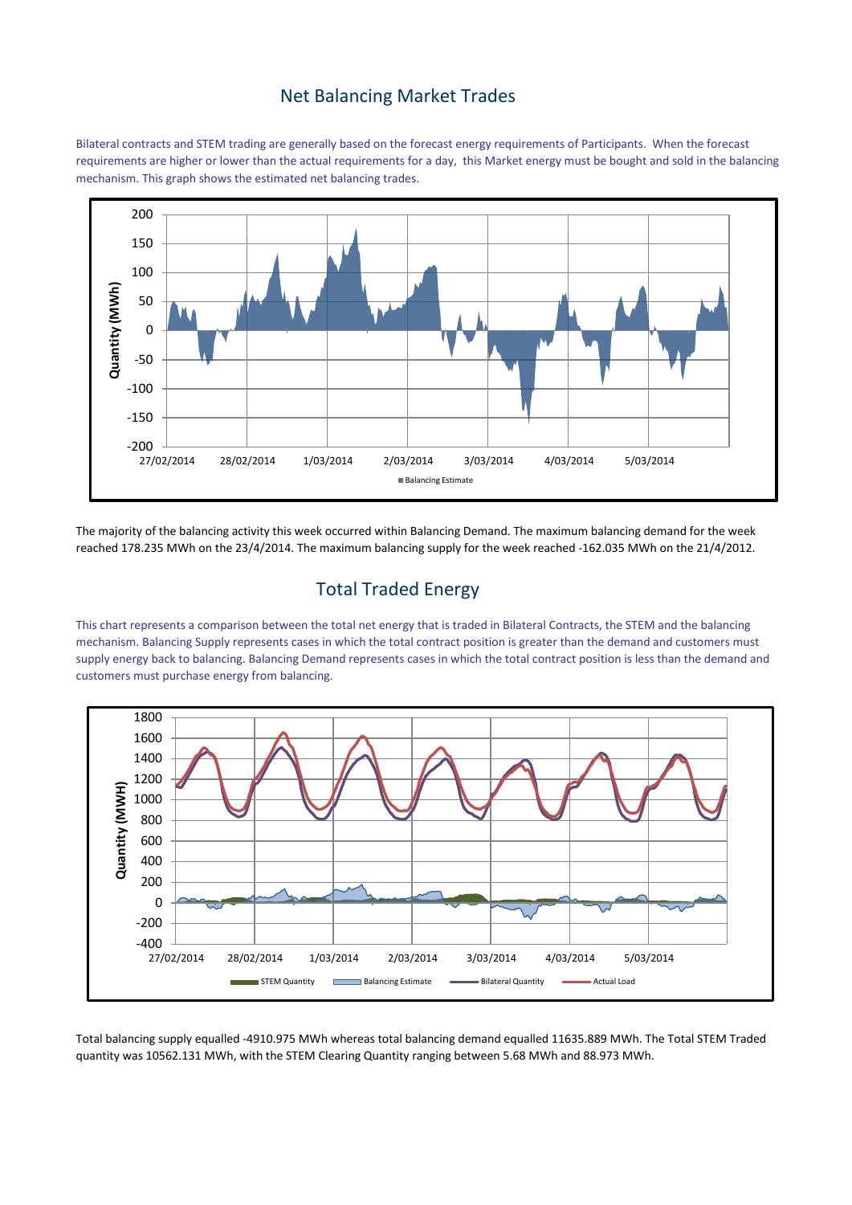## Net Balancing Market Trades

Bilateral contracts and STEM trading are generally based on the forecast energy requirements of Participants. When the forecast requirements are higher or lower than the actual requirements for a day, this Market energy must be bought and sold in the balancing mechanism. This graph shows the estimated net balancing trades.

Quantity (MWh)
200
150
100
50
0
-50
-100
-150
-200
27/02/2014 28/02/2014 1/03/2014 2/03/2014 3/03/2014 4/03/2014 5/03/2014
Balancing Estimate

The majority of the balancing activity this week occurred within Balancing Demand. The maximum balancing demand for the week reached 178.235 MWh on the 23/4/2014. The maximum balancing supply for the week reached -162.035 MWh on the 21/4/2012.

## Total Traded Energy

This chart represents a comparison between the total net energy that is traded in Bilateral Contracts, the STEM and the balancing mechanism. Balancing Supply represents cases in which the total contract position is greater than the demand and customers must supply energy back to balancing. Balancing Demand represents cases in which the total contract position is less than the demand and customers must purchase energy from balancing.

Quantity (MWH)
1800
1600
1400
1200
1000
800
600
400
200
0
-200
-400
27/02/2014 28/02/2014 1/03/2014 2/03/2014 3/03/2014 4/03/2014 5/03/2014
STEM Quantity Balancing Estimate Bilateral Quantity Actual Load

Total balancing supply equalled -4910.975 MWh whereas total balancing demand equalled 11635.889 MWh. The Total STEM Traded quantity was 10562.131 MWh, with the STEM Clearing Quantity ranging between 5.68 MWh and 88.973 MWh.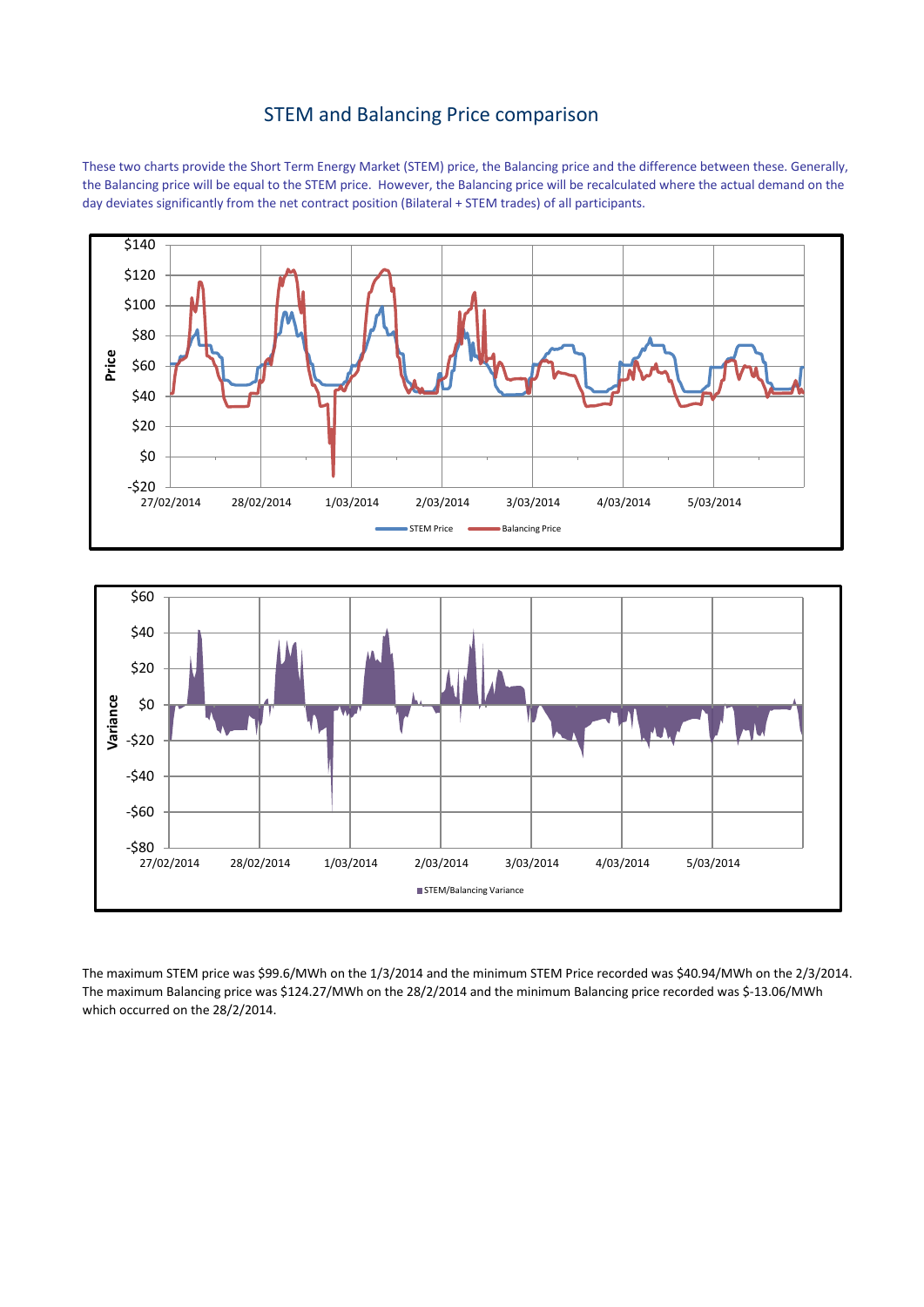# STEM and Balancing Price comparison

These two charts provide the Short Term Energy Market (STEM) price, the Balancing price and the difference between these. Generally, the Balancing price will be equal to the STEM price. However, the Balancing price will be recalculated where the actual demand on the day deviates significantly from the net contract position (Bilateral + STEM trades) of all participants.

Price

$140
$120
$100
$80
$60
$40
$20
$0
-$20

27/02/2014 28/02/2014 1/03/2014 2/03/2014 3/03/2014 4/03/2014 5/03/2014

STEM Price Balancing Price

Variance

$60
$40
$20
$0
-$20
-$40
-$60
-$80

27/02/2014 28/02/2014 1/03/2014 2/03/2014 3/03/2014 4/03/2014 5/03/2014

STEM/Balancing Variance

The maximum STEM price was $99.6/MWh on the 1/3/2014 and the minimum STEM Price recorded was $40.94/MWh on the 2/3/2014. The maximum Balancing price was $124.27/MWh on the 28/2/2014 and the minimum Balancing price recorded was $-13.06/MWh which occurred on the 28/2/2014.